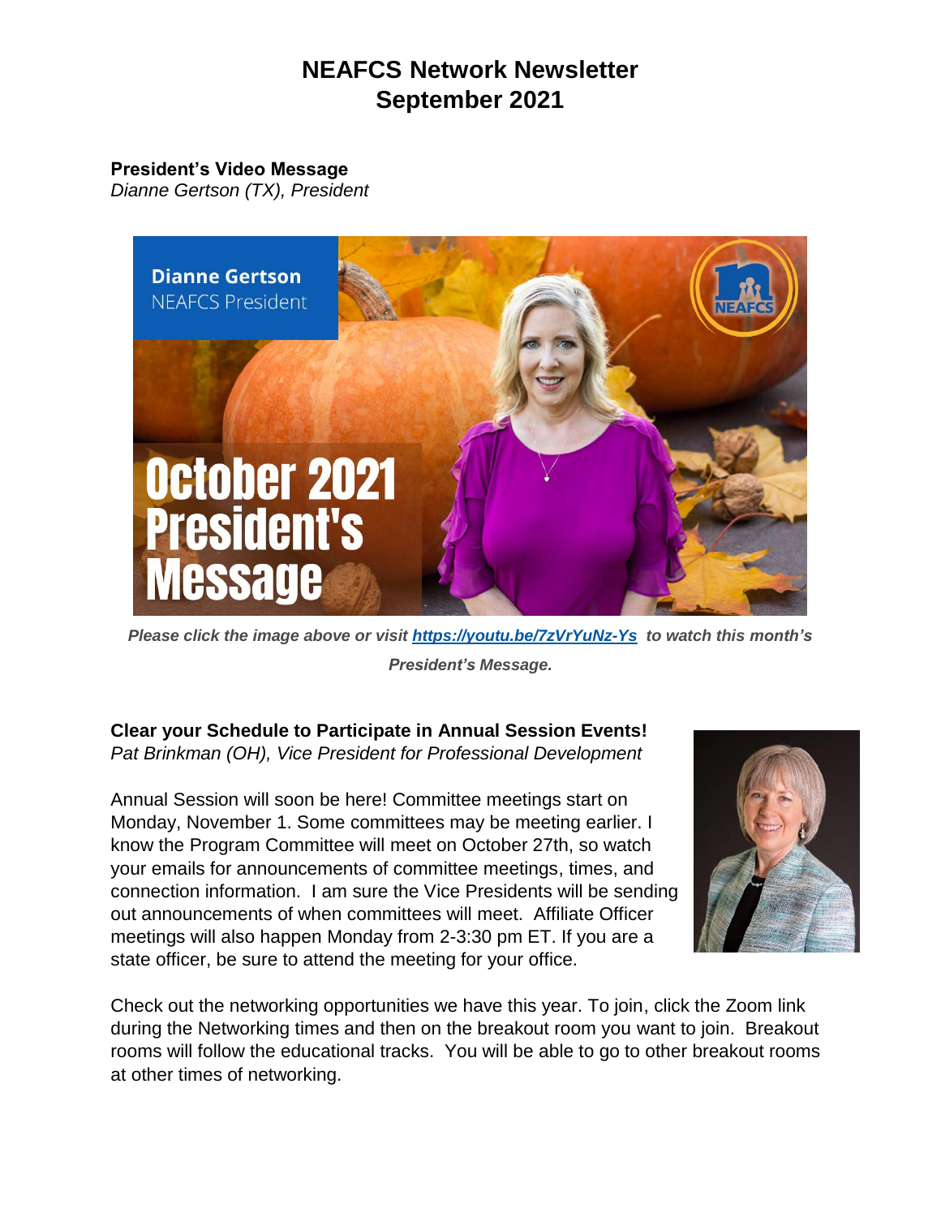# NEAFCS Network Newsletter
# September 2021

**President's Video Message**
*Dianne Gertson (TX), President*

***Please click the image above or visit [https://youtu.be/7zVrYuNz-Ys](https://youtu.be/7zVrYuNz-Ys) to watch this month's President's Message.***

**Clear your Schedule to Participate in Annual Session Events!**
*Pat Brinkman (OH), Vice President for Professional Development*

Annual Session will soon be here! Committee meetings start on Monday, November 1. Some committees may be meeting earlier. I know the Program Committee will meet on October 27th, so watch your emails for announcements of committee meetings, times, and connection information. I am sure the Vice Presidents will be sending out announcements of when committees will meet. Affiliate Officer meetings will also happen Monday from 2-3:30 pm ET. If you are a state officer, be sure to attend the meeting for your office.

Check out the networking opportunities we have this year. To join, click the Zoom link during the Networking times and then on the breakout room you want to join. Breakout rooms will follow the educational tracks. You will be able to go to other breakout rooms at other times of networking.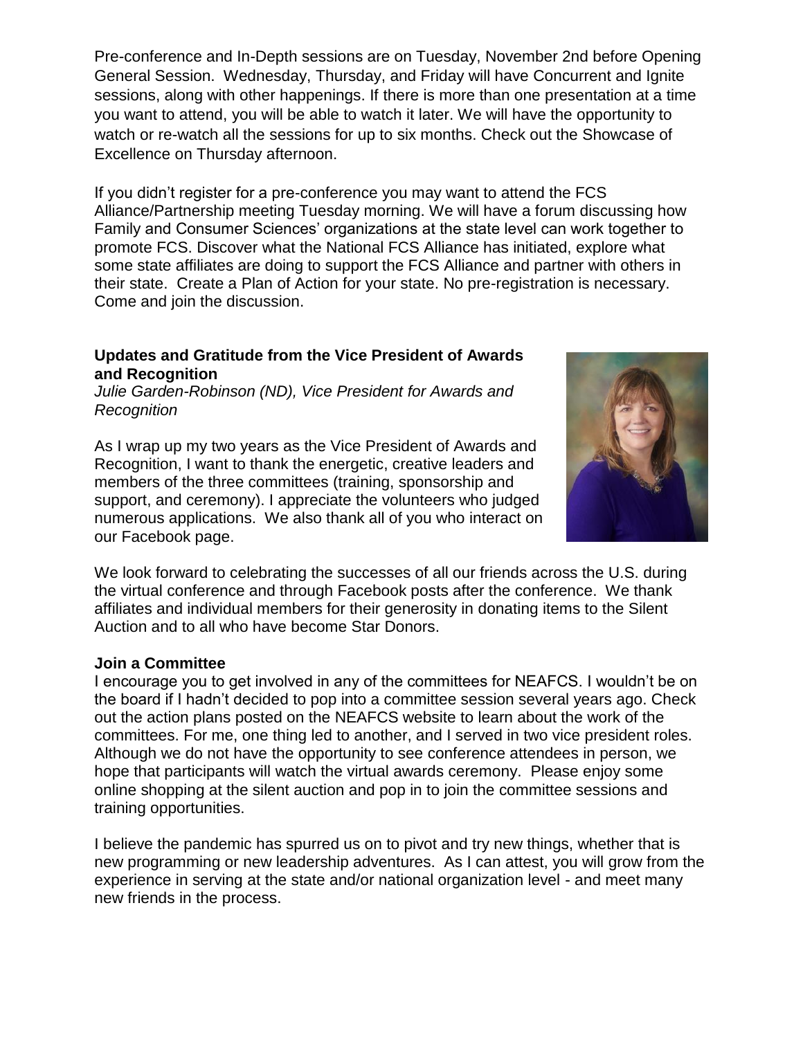Pre-conference and In-Depth sessions are on Tuesday, November 2nd before Opening General Session. Wednesday, Thursday, and Friday will have Concurrent and Ignite sessions, along with other happenings. If there is more than one presentation at a time you want to attend, you will be able to watch it later. We will have the opportunity to watch or re-watch all the sessions for up to six months. Check out the Showcase of Excellence on Thursday afternoon.

If you didn't register for a pre-conference you may want to attend the FCS Alliance/Partnership meeting Tuesday morning. We will have a forum discussing how Family and Consumer Sciences' organizations at the state level can work together to promote FCS. Discover what the National FCS Alliance has initiated, explore what some state affiliates are doing to support the FCS Alliance and partner with others in their state. Create a Plan of Action for your state. No pre-registration is necessary. Come and join the discussion.

### Updates and Gratitude from the Vice President of Awards and Recognition

*Julie Garden-Robinson (ND), Vice President for Awards and Recognition*

As I wrap up my two years as the Vice President of Awards and Recognition, I want to thank the energetic, creative leaders and members of the three committees (training, sponsorship and support, and ceremony). I appreciate the volunteers who judged numerous applications. We also thank all of you who interact on our Facebook page.

We look forward to celebrating the successes of all our friends across the U.S. during the virtual conference and through Facebook posts after the conference. We thank affiliates and individual members for their generosity in donating items to the Silent Auction and to all who have become Star Donors.

### Join a Committee

I encourage you to get involved in any of the committees for NEAFCS. I wouldn't be on the board if I hadn't decided to pop into a committee session several years ago. Check out the action plans posted on the NEAFCS website to learn about the work of the committees. For me, one thing led to another, and I served in two vice president roles. Although we do not have the opportunity to see conference attendees in person, we hope that participants will watch the virtual awards ceremony. Please enjoy some online shopping at the silent auction and pop in to join the committee sessions and training opportunities.

I believe the pandemic has spurred us on to pivot and try new things, whether that is new programming or new leadership adventures. As I can attest, you will grow from the experience in serving at the state and/or national organization level - and meet many new friends in the process.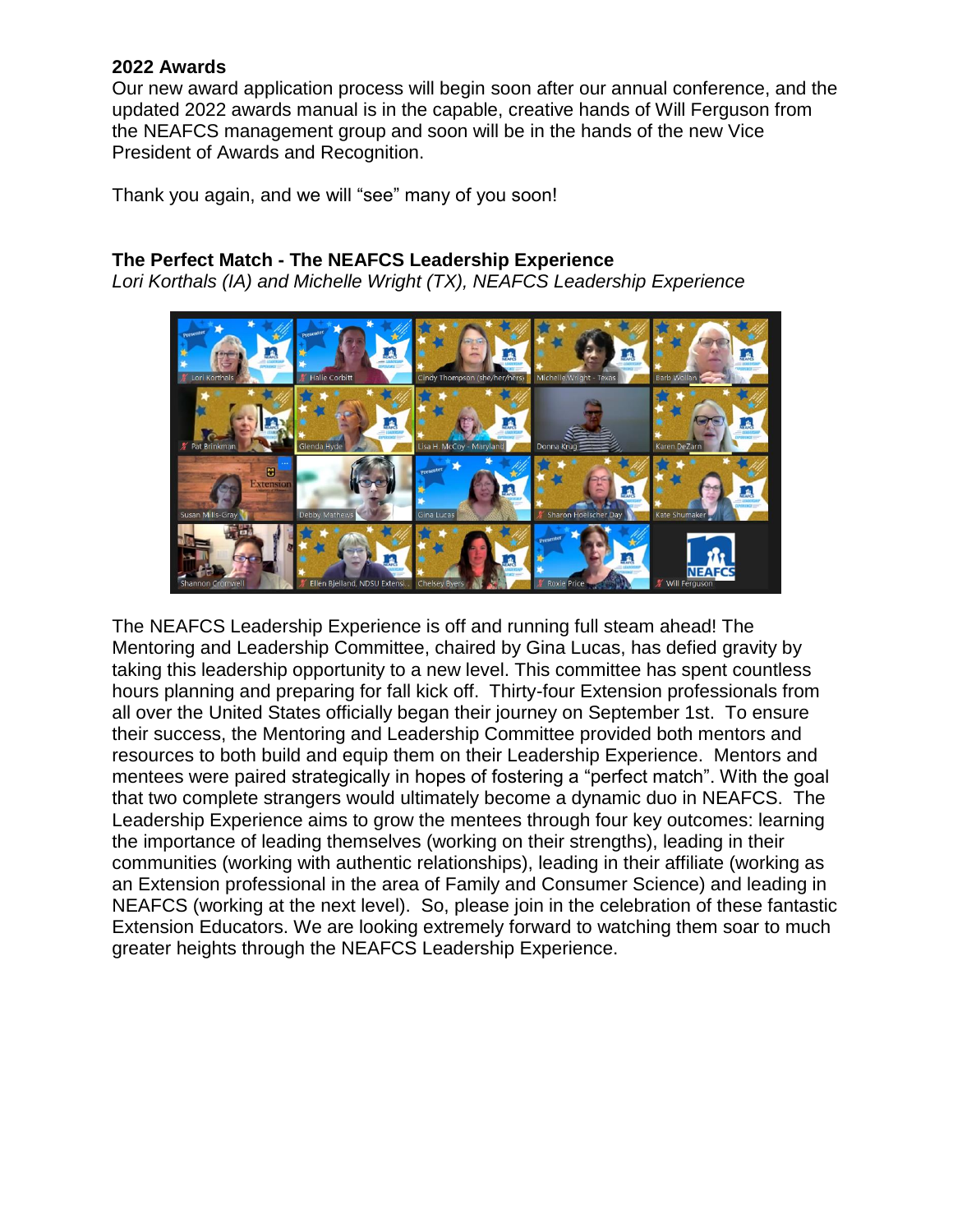**2022 Awards**

Our new award application process will begin soon after our annual conference, and the updated 2022 awards manual is in the capable, creative hands of Will Ferguson from the NEAFCS management group and soon will be in the hands of the new Vice President of Awards and Recognition.

Thank you again, and we will "see" many of you soon!

## The Perfect Match - The NEAFCS Leadership Experience

*Lori Korthals (IA) and Michelle Wright (TX), NEAFCS Leadership Experience*

The NEAFCS Leadership Experience is off and running full steam ahead! The Mentoring and Leadership Committee, chaired by Gina Lucas, has defied gravity by taking this leadership opportunity to a new level. This committee has spent countless hours planning and preparing for fall kick off. Thirty-four Extension professionals from all over the United States officially began their journey on September 1st. To ensure their success, the Mentoring and Leadership Committee provided both mentors and resources to both build and equip them on their Leadership Experience. Mentors and mentees were paired strategically in hopes of fostering a "perfect match". With the goal that two complete strangers would ultimately become a dynamic duo in NEAFCS. The Leadership Experience aims to grow the mentees through four key outcomes: learning the importance of leading themselves (working on their strengths), leading in their communities (working with authentic relationships), leading in their affiliate (working as an Extension professional in the area of Family and Consumer Science) and leading in NEAFCS (working at the next level). So, please join in the celebration of these fantastic Extension Educators. We are looking extremely forward to watching them soar to much greater heights through the NEAFCS Leadership Experience.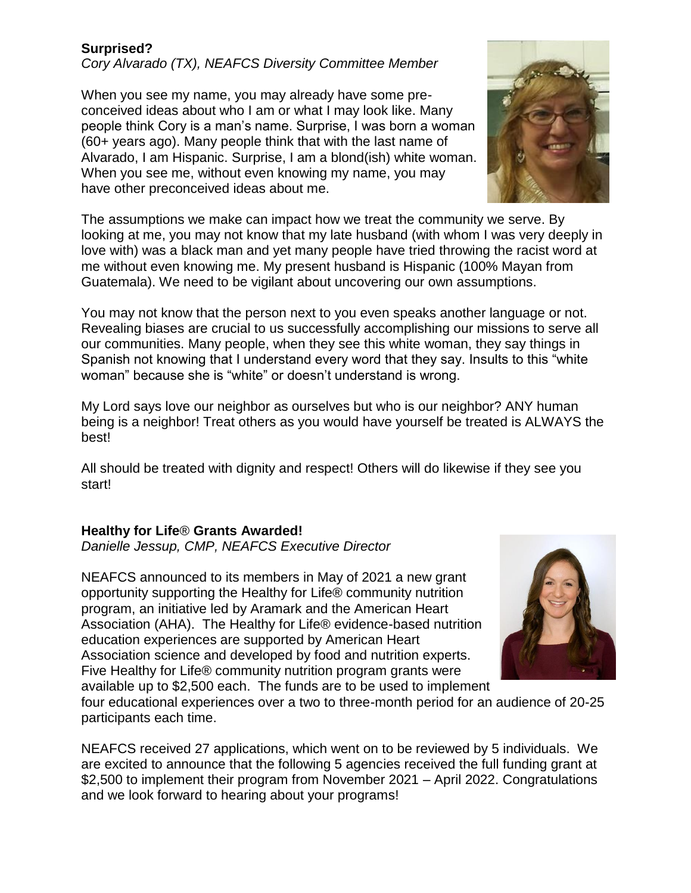**Surprised?**

*Cory Alvarado (TX), NEAFCS Diversity Committee Member*

When you see my name, you may already have some pre-conceived ideas about who I am or what I may look like. Many people think Cory is a man's name. Surprise, I was born a woman (60+ years ago). Many people think that with the last name of Alvarado, I am Hispanic. Surprise, I am a blond(ish) white woman. When you see me, without even knowing my name, you may have other preconceived ideas about me.

The assumptions we make can impact how we treat the community we serve. By looking at me, you may not know that my late husband (with whom I was very deeply in love with) was a black man and yet many people have tried throwing the racist word at me without even knowing me. My present husband is Hispanic (100% Mayan from Guatemala). We need to be vigilant about uncovering our own assumptions.

You may not know that the person next to you even speaks another language or not. Revealing biases are crucial to us successfully accomplishing our missions to serve all our communities. Many people, when they see this white woman, they say things in Spanish not knowing that I understand every word that they say. Insults to this "white woman" because she is "white" or doesn't understand is wrong.

My Lord says love our neighbor as ourselves but who is our neighbor? ANY human being is a neighbor! Treat others as you would have yourself be treated is ALWAYS the best!

All should be treated with dignity and respect! Others will do likewise if they see you start!

**Healthy for Life® Grants Awarded!**

*Danielle Jessup, CMP, NEAFCS Executive Director*

NEAFCS announced to its members in May of 2021 a new grant opportunity supporting the Healthy for Life® community nutrition program, an initiative led by Aramark and the American Heart Association (AHA). The Healthy for Life® evidence-based nutrition education experiences are supported by American Heart Association science and developed by food and nutrition experts. Five Healthy for Life® community nutrition program grants were available up to $2,500 each. The funds are to be used to implement four educational experiences over a two to three-month period for an audience of 20-25 participants each time.

NEAFCS received 27 applications, which went on to be reviewed by 5 individuals. We are excited to announce that the following 5 agencies received the full funding grant at $2,500 to implement their program from November 2021 – April 2022. Congratulations and we look forward to hearing about your programs!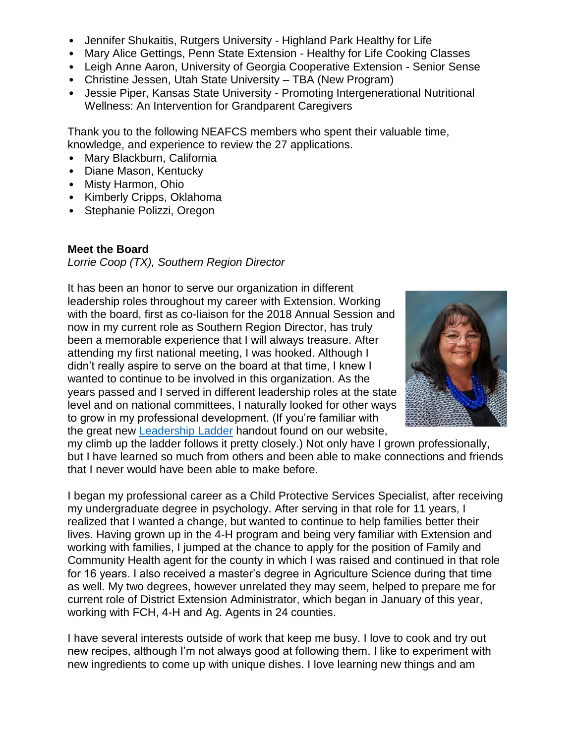- Jennifer Shukaitis, Rutgers University - Highland Park Healthy for Life
- Mary Alice Gettings, Penn State Extension - Healthy for Life Cooking Classes
- Leigh Anne Aaron, University of Georgia Cooperative Extension - Senior Sense
- Christine Jessen, Utah State University – TBA (New Program)
- Jessie Piper, Kansas State University - Promoting Intergenerational Nutritional Wellness: An Intervention for Grandparent Caregivers

Thank you to the following NEAFCS members who spent their valuable time, knowledge, and experience to review the 27 applications.

- Mary Blackburn, California
- Diane Mason, Kentucky
- Misty Harmon, Ohio
- Kimberly Cripps, Oklahoma
- Stephanie Polizzi, Oregon

**Meet the Board**

*Lorrie Coop (TX), Southern Region Director*

It has been an honor to serve our organization in different leadership roles throughout my career with Extension. Working with the board, first as co-liaison for the 2018 Annual Session and now in my current role as Southern Region Director, has truly been a memorable experience that I will always treasure. After attending my first national meeting, I was hooked. Although I didn't really aspire to serve on the board at that time, I knew I wanted to continue to be involved in this organization. As the years passed and I served in different leadership roles at the state level and on national committees, I naturally looked for other ways to grow in my professional development. (If you're familiar with the great new [Leadership Ladder]() handout found on our website, my climb up the ladder follows it pretty closely.) Not only have I grown professionally, but I have learned so much from others and been able to make connections and friends that I never would have been able to make before.

I began my professional career as a Child Protective Services Specialist, after receiving my undergraduate degree in psychology. After serving in that role for 11 years, I realized that I wanted a change, but wanted to continue to help families better their lives. Having grown up in the 4-H program and being very familiar with Extension and working with families, I jumped at the chance to apply for the position of Family and Community Health agent for the county in which I was raised and continued in that role for 16 years. I also received a master's degree in Agriculture Science during that time as well. My two degrees, however unrelated they may seem, helped to prepare me for current role of District Extension Administrator, which began in January of this year, working with FCH, 4-H and Ag. Agents in 24 counties.

I have several interests outside of work that keep me busy. I love to cook and try out new recipes, although I'm not always good at following them. I like to experiment with new ingredients to come up with unique dishes. I love learning new things and am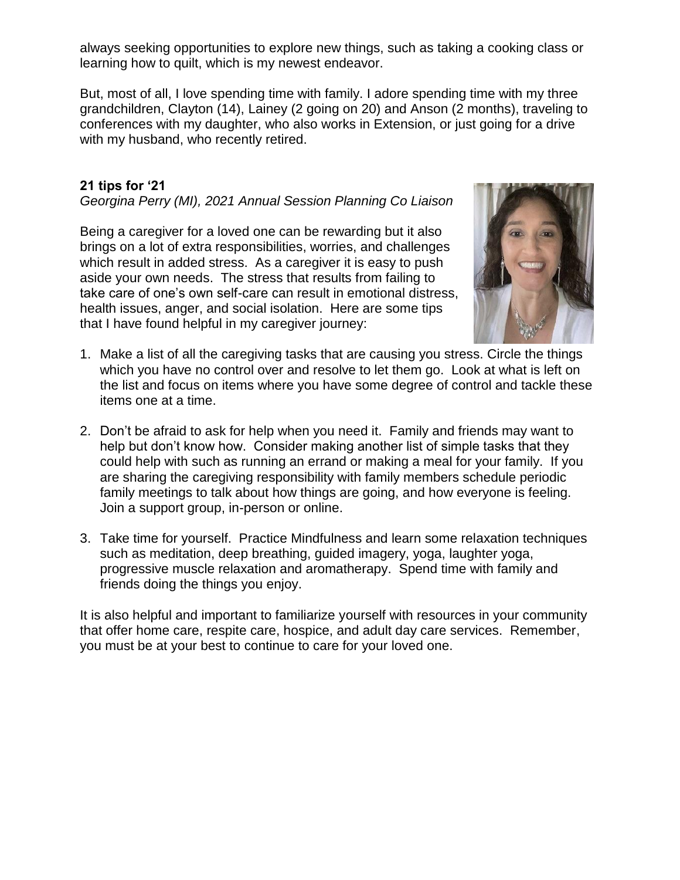always seeking opportunities to explore new things, such as taking a cooking class or learning how to quilt, which is my newest endeavor.

But, most of all, I love spending time with family. I adore spending time with my three grandchildren, Clayton (14), Lainey (2 going on 20) and Anson (2 months), traveling to conferences with my daughter, who also works in Extension, or just going for a drive with my husband, who recently retired.

**21 tips for '21**

*Georgina Perry (MI), 2021 Annual Session Planning Co Liaison*

Being a caregiver for a loved one can be rewarding but it also brings on a lot of extra responsibilities, worries, and challenges which result in added stress. As a caregiver it is easy to push aside your own needs. The stress that results from failing to take care of one's own self-care can result in emotional distress, health issues, anger, and social isolation. Here are some tips that I have found helpful in my caregiver journey:

1. Make a list of all the caregiving tasks that are causing you stress. Circle the things which you have no control over and resolve to let them go. Look at what is left on the list and focus on items where you have some degree of control and tackle these items one at a time.

2. Don't be afraid to ask for help when you need it. Family and friends may want to help but don't know how. Consider making another list of simple tasks that they could help with such as running an errand or making a meal for your family. If you are sharing the caregiving responsibility with family members schedule periodic family meetings to talk about how things are going, and how everyone is feeling. Join a support group, in-person or online.

3. Take time for yourself. Practice Mindfulness and learn some relaxation techniques such as meditation, deep breathing, guided imagery, yoga, laughter yoga, progressive muscle relaxation and aromatherapy. Spend time with family and friends doing the things you enjoy.

It is also helpful and important to familiarize yourself with resources in your community that offer home care, respite care, hospice, and adult day care services. Remember, you must be at your best to continue to care for your loved one.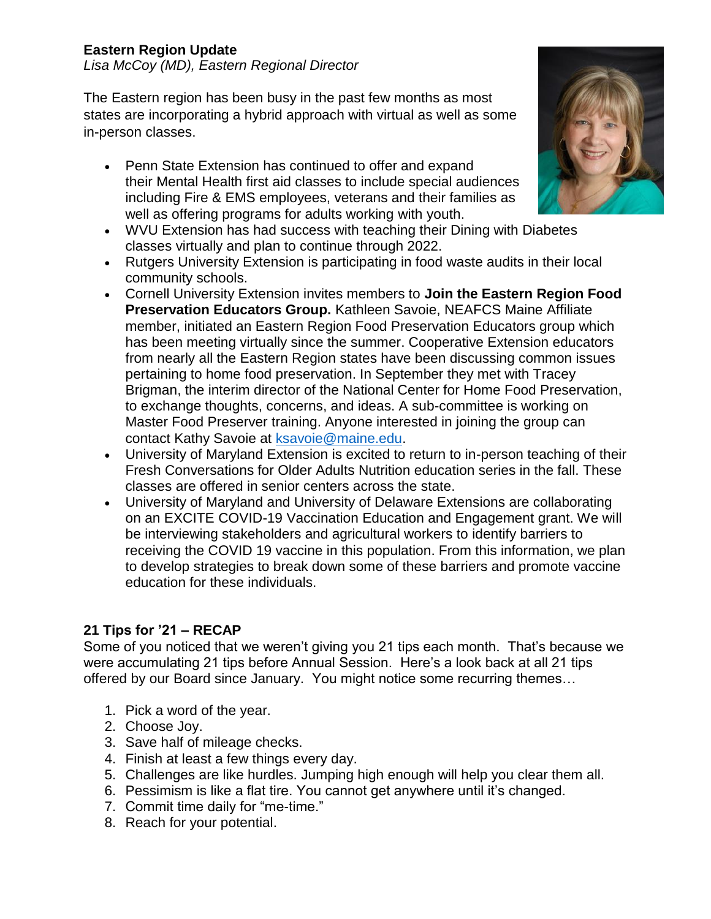**Eastern Region Update**

*Lisa McCoy (MD), Eastern Regional Director*

The Eastern region has been busy in the past few months as most states are incorporating a hybrid approach with virtual as well as some in-person classes.

- Penn State Extension has continued to offer and expand their Mental Health first aid classes to include special audiences including Fire & EMS employees, veterans and their families as well as offering programs for adults working with youth.
- WVU Extension has had success with teaching their Dining with Diabetes classes virtually and plan to continue through 2022.
- Rutgers University Extension is participating in food waste audits in their local community schools.
- Cornell University Extension invites members to **Join the Eastern Region Food Preservation Educators Group.** Kathleen Savoie, NEAFCS Maine Affiliate member, initiated an Eastern Region Food Preservation Educators group which has been meeting virtually since the summer. Cooperative Extension educators from nearly all the Eastern Region states have been discussing common issues pertaining to home food preservation. In September they met with Tracey Brigman, the interim director of the National Center for Home Food Preservation, to exchange thoughts, concerns, and ideas. A sub-committee is working on Master Food Preserver training. Anyone interested in joining the group can contact Kathy Savoie at [ksavoie@maine.edu](mailto:ksavoie@maine.edu).
- University of Maryland Extension is excited to return to in-person teaching of their Fresh Conversations for Older Adults Nutrition education series in the fall. These classes are offered in senior centers across the state.
- University of Maryland and University of Delaware Extensions are collaborating on an EXCITE COVID-19 Vaccination Education and Engagement grant. We will be interviewing stakeholders and agricultural workers to identify barriers to receiving the COVID 19 vaccine in this population. From this information, we plan to develop strategies to break down some of these barriers and promote vaccine education for these individuals.

**21 Tips for '21 – RECAP**

Some of you noticed that we weren't giving you 21 tips each month. That's because we were accumulating 21 tips before Annual Session. Here's a look back at all 21 tips offered by our Board since January. You might notice some recurring themes…

1. Pick a word of the year.
2. Choose Joy.
3. Save half of mileage checks.
4. Finish at least a few things every day.
5. Challenges are like hurdles. Jumping high enough will help you clear them all.
6. Pessimism is like a flat tire. You cannot get anywhere until it's changed.
7. Commit time daily for "me-time."
8. Reach for your potential.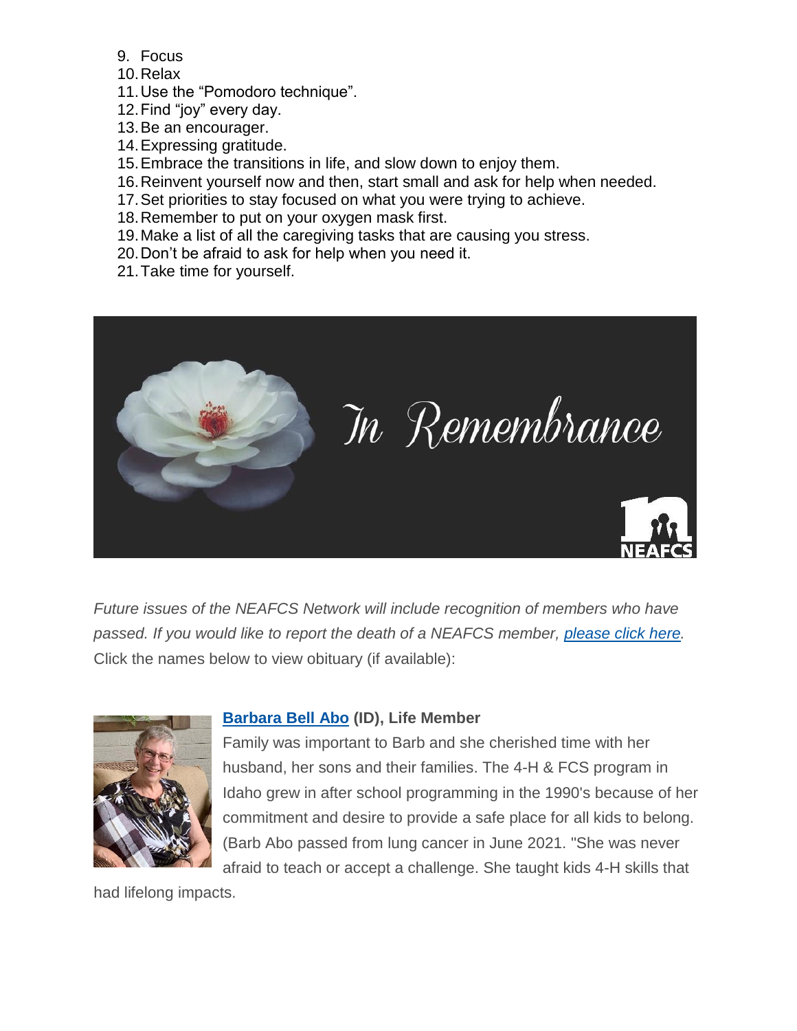9. Focus
10. Relax
11. Use the “Pomodoro technique”.
12. Find “joy” every day.
13. Be an encourager.
14. Expressing gratitude.
15. Embrace the transitions in life, and slow down to enjoy them.
16. Reinvent yourself now and then, start small and ask for help when needed.
17. Set priorities to stay focused on what you were trying to achieve.
18. Remember to put on your oxygen mask first.
19. Make a list of all the caregiving tasks that are causing you stress.
20. Don’t be afraid to ask for help when you need it.
21. Take time for yourself.

# In Remembrance

*Future issues of the NEAFCS Network will include recognition of members who have passed. If you would like to report the death of a NEAFCS member, please click here.*
Click the names below to view obituary (if available):

**Barbara Bell Abo (ID), Life Member**
Family was important to Barb and she cherished time with her husband, her sons and their families. The 4-H & FCS program in Idaho grew in after school programming in the 1990's because of her commitment and desire to provide a safe place for all kids to belong. (Barb Abo passed from lung cancer in June 2021. "She was never afraid to teach or accept a challenge. She taught kids 4-H skills that had lifelong impacts.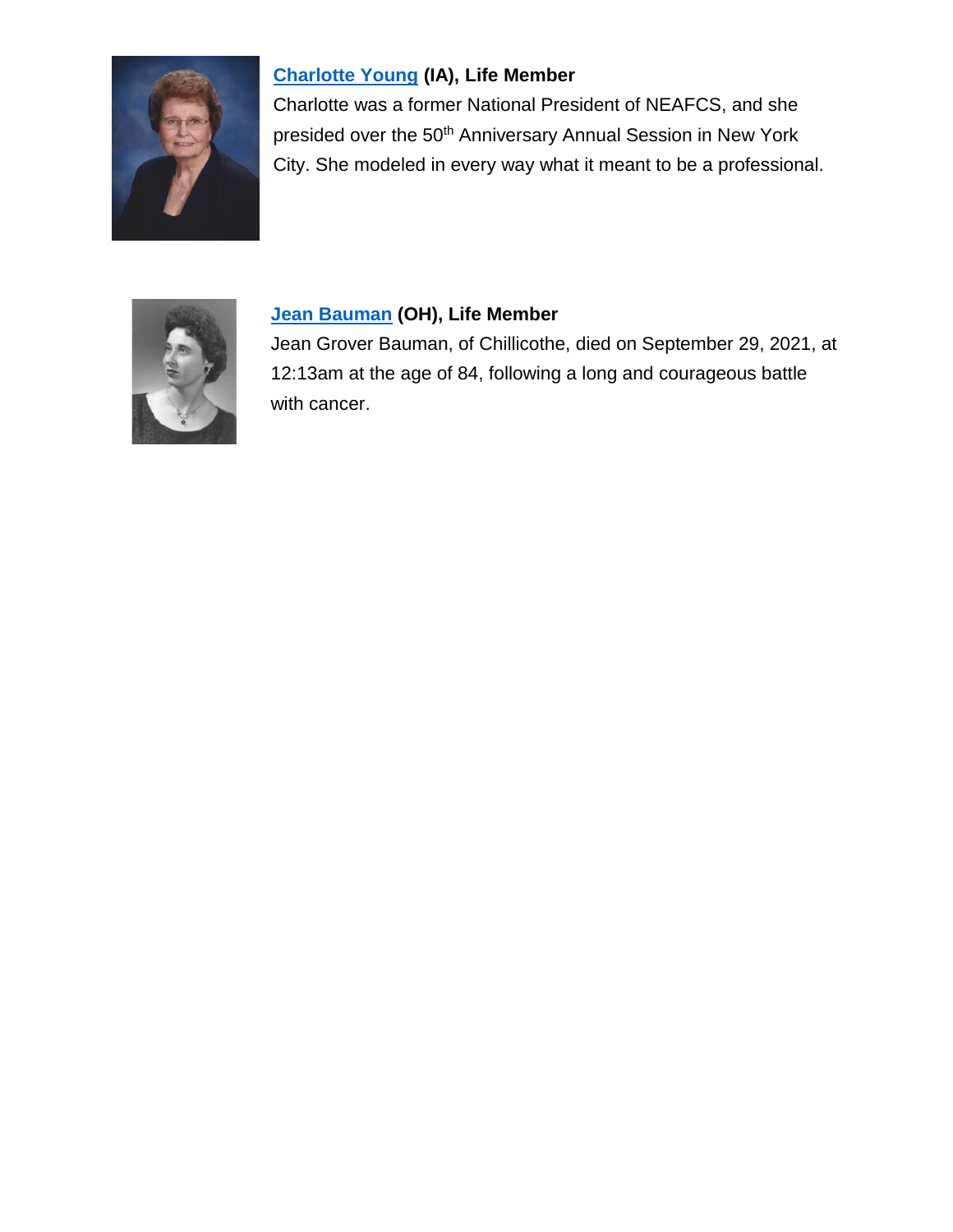**Charlotte Young (IA), Life Member**

Charlotte was a former National President of NEAFCS, and she presided over the 50th Anniversary Annual Session in New York City. She modeled in every way what it meant to be a professional.

**Jean Bauman (OH), Life Member**

Jean Grover Bauman, of Chillicothe, died on September 29, 2021, at 12:13am at the age of 84, following a long and courageous battle with cancer.